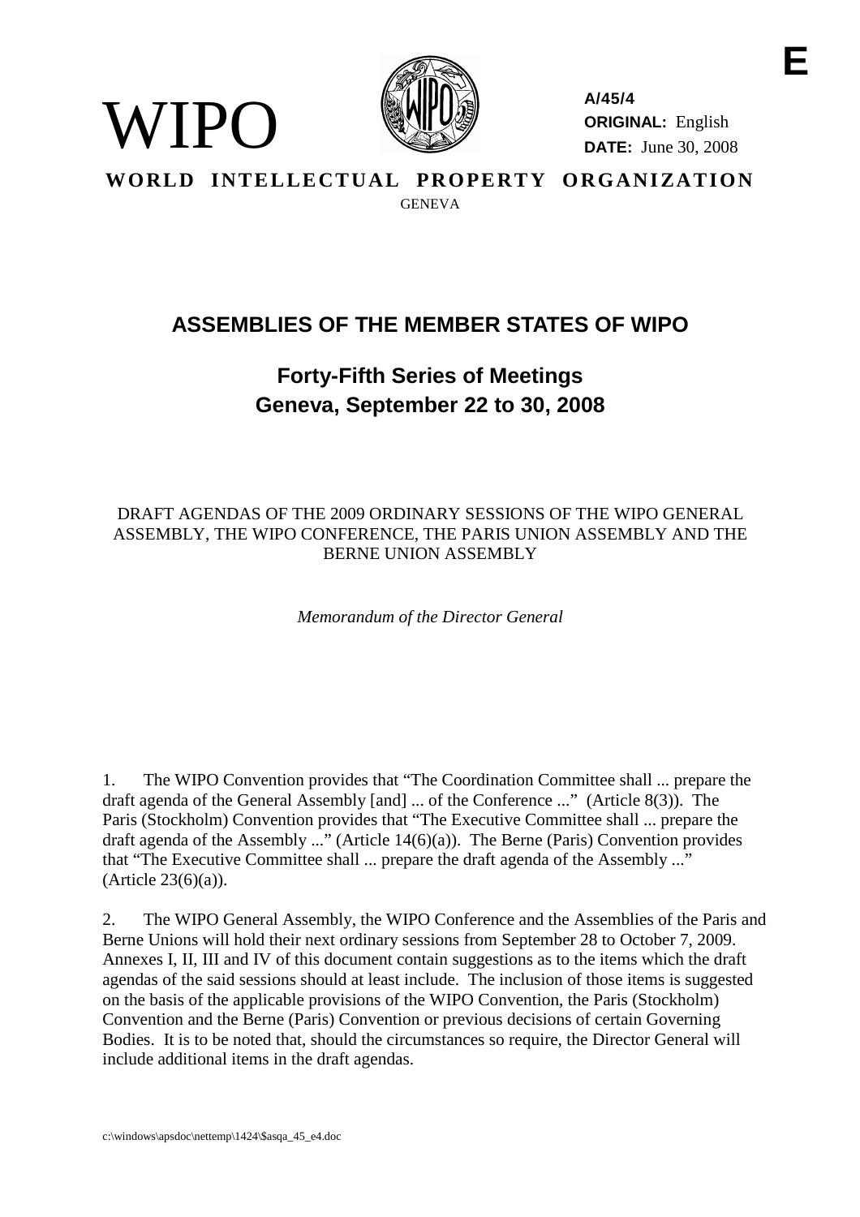E

WIPO

**A/45/4**
**ORIGINAL:** English
**DATE:** June 30, 2008

**WORLD INTELLECTUAL PROPERTY ORGANIZATION**
GENEVA

# ASSEMBLIES OF THE MEMBER STATES OF WIPO

## Forty-Fifth Series of Meetings
## Geneva, September 22 to 30, 2008

DRAFT AGENDAS OF THE 2009 ORDINARY SESSIONS OF THE WIPO GENERAL ASSEMBLY, THE WIPO CONFERENCE, THE PARIS UNION ASSEMBLY AND THE BERNE UNION ASSEMBLY

*Memorandum of the Director General*

1. The WIPO Convention provides that "The Coordination Committee shall ... prepare the draft agenda of the General Assembly [and] ... of the Conference ..." (Article 8(3)). The Paris (Stockholm) Convention provides that "The Executive Committee shall ... prepare the draft agenda of the Assembly ..." (Article 14(6)(a)). The Berne (Paris) Convention provides that "The Executive Committee shall ... prepare the draft agenda of the Assembly ..." (Article 23(6)(a)).

2. The WIPO General Assembly, the WIPO Conference and the Assemblies of the Paris and Berne Unions will hold their next ordinary sessions from September 28 to October 7, 2009. Annexes I, II, III and IV of this document contain suggestions as to the items which the draft agendas of the said sessions should at least include. The inclusion of those items is suggested on the basis of the applicable provisions of the WIPO Convention, the Paris (Stockholm) Convention and the Berne (Paris) Convention or previous decisions of certain Governing Bodies. It is to be noted that, should the circumstances so require, the Director General will include additional items in the draft agendas.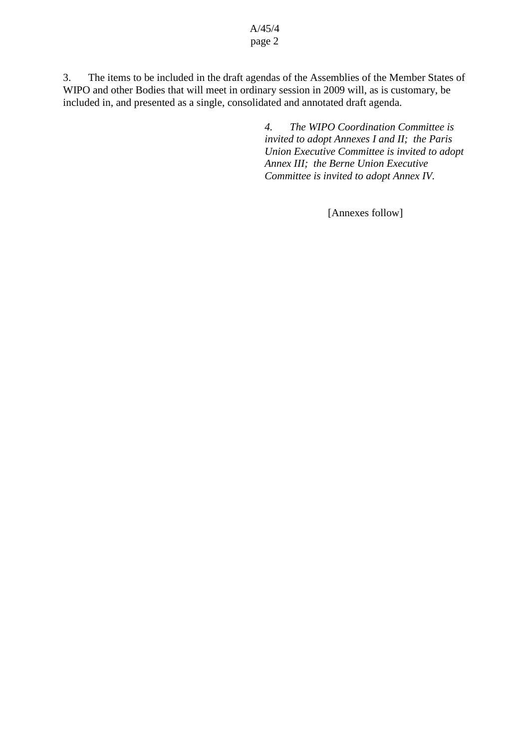3. The items to be included in the draft agendas of the Assemblies of the Member States of WIPO and other Bodies that will meet in ordinary session in 2009 will, as is customary, be included in, and presented as a single, consolidated and annotated draft agenda.

*4. The WIPO Coordination Committee is invited to adopt Annexes I and II; the Paris Union Executive Committee is invited to adopt Annex III; the Berne Union Executive Committee is invited to adopt Annex IV.*

[Annexes follow]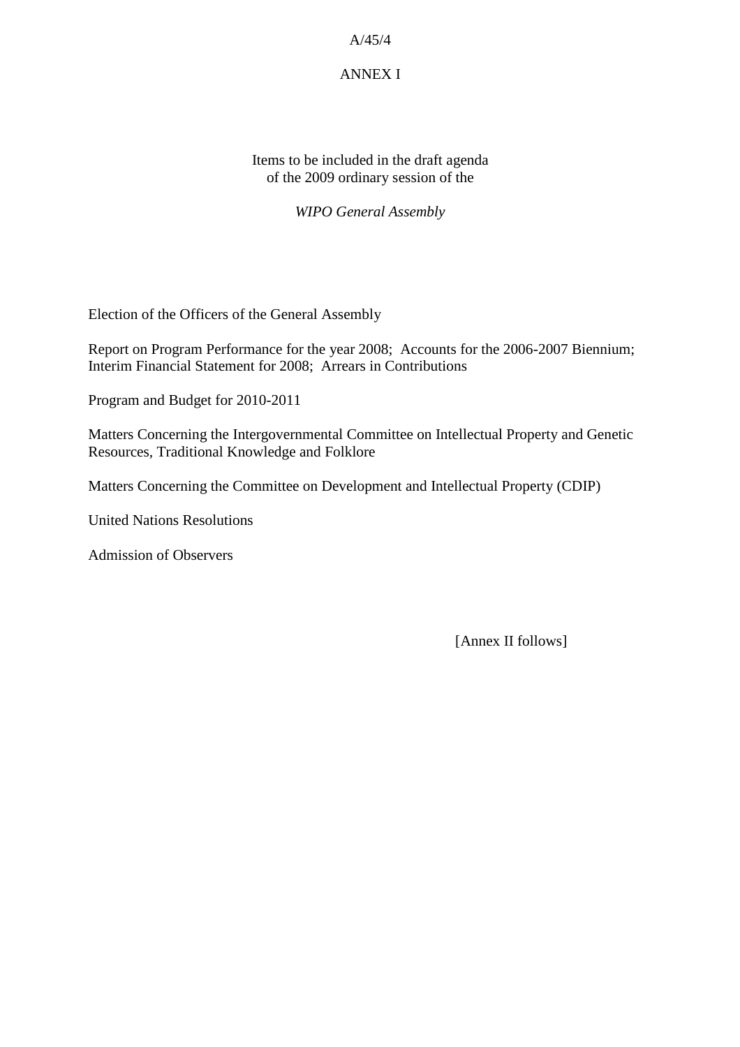ANNEX I

Items to be included in the draft agenda
of the 2009 ordinary session of the

*WIPO General Assembly*

Election of the Officers of the General Assembly

Report on Program Performance for the year 2008; Accounts for the 2006-2007 Biennium; Interim Financial Statement for 2008; Arrears in Contributions

Program and Budget for 2010-2011

Matters Concerning the Intergovernmental Committee on Intellectual Property and Genetic Resources, Traditional Knowledge and Folklore

Matters Concerning the Committee on Development and Intellectual Property (CDIP)

United Nations Resolutions

Admission of Observers

[Annex II follows]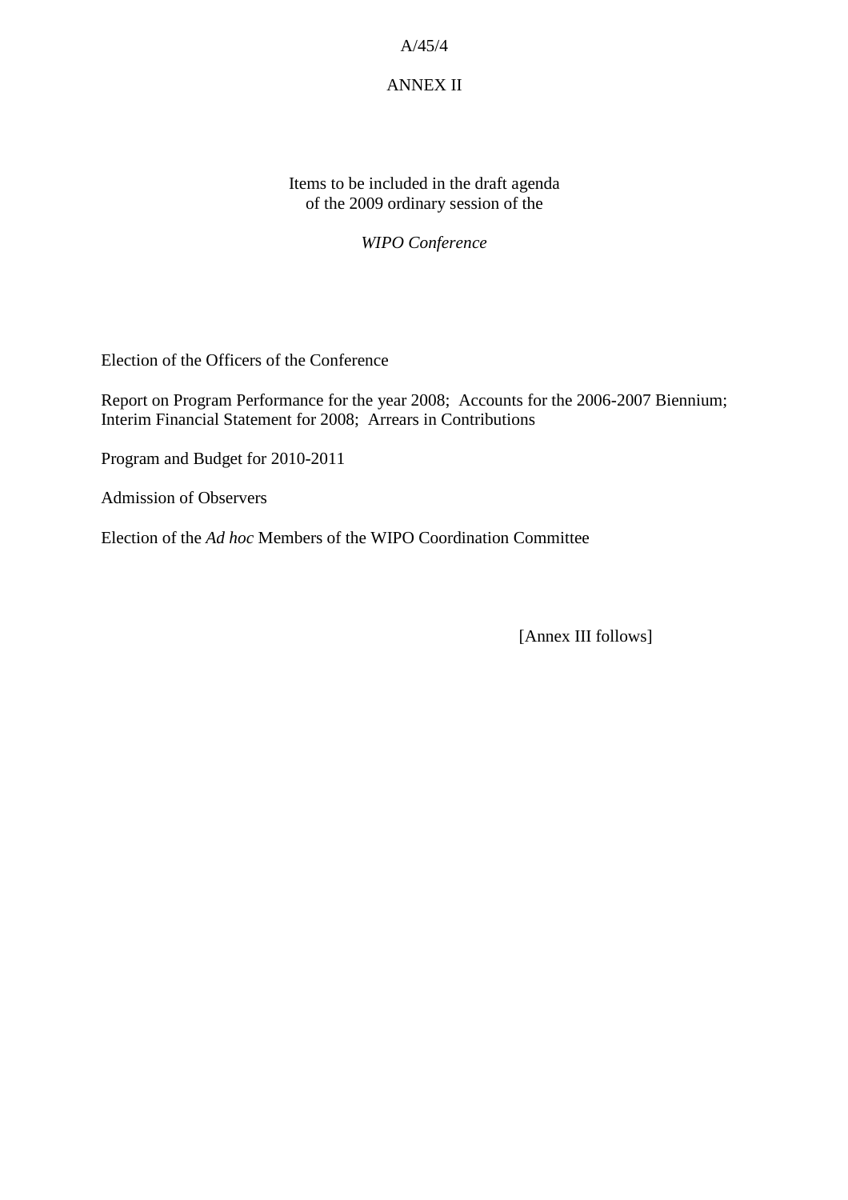ANNEX II

Items to be included in the draft agenda
of the 2009 ordinary session of the

*WIPO Conference*

Election of the Officers of the Conference

Report on Program Performance for the year 2008;  Accounts for the 2006-2007 Biennium;
Interim Financial Statement for 2008;  Arrears in Contributions

Program and Budget for 2010-2011

Admission of Observers

Election of the *Ad hoc* Members of the WIPO Coordination Committee

[Annex III follows]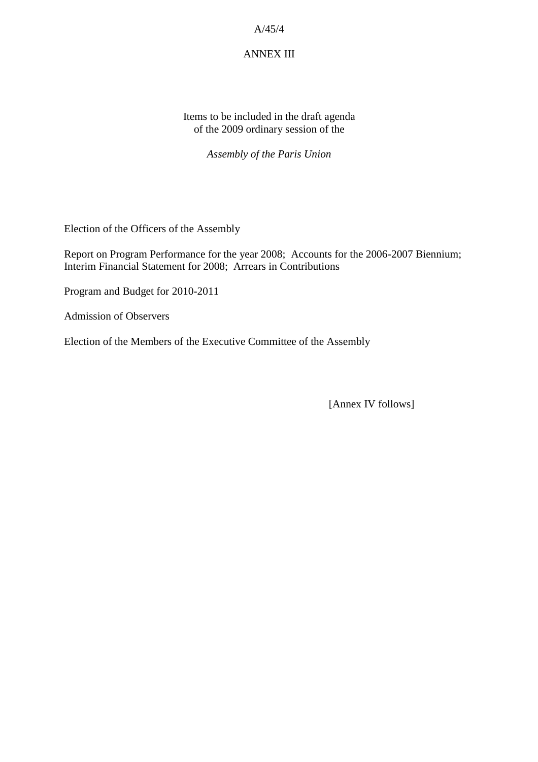ANNEX III

Items to be included in the draft agenda
of the 2009 ordinary session of the

*Assembly of the Paris Union*

Election of the Officers of the Assembly

Report on Program Performance for the year 2008;  Accounts for the 2006-2007 Biennium; Interim Financial Statement for 2008;  Arrears in Contributions

Program and Budget for 2010-2011

Admission of Observers

Election of the Members of the Executive Committee of the Assembly

[Annex IV follows]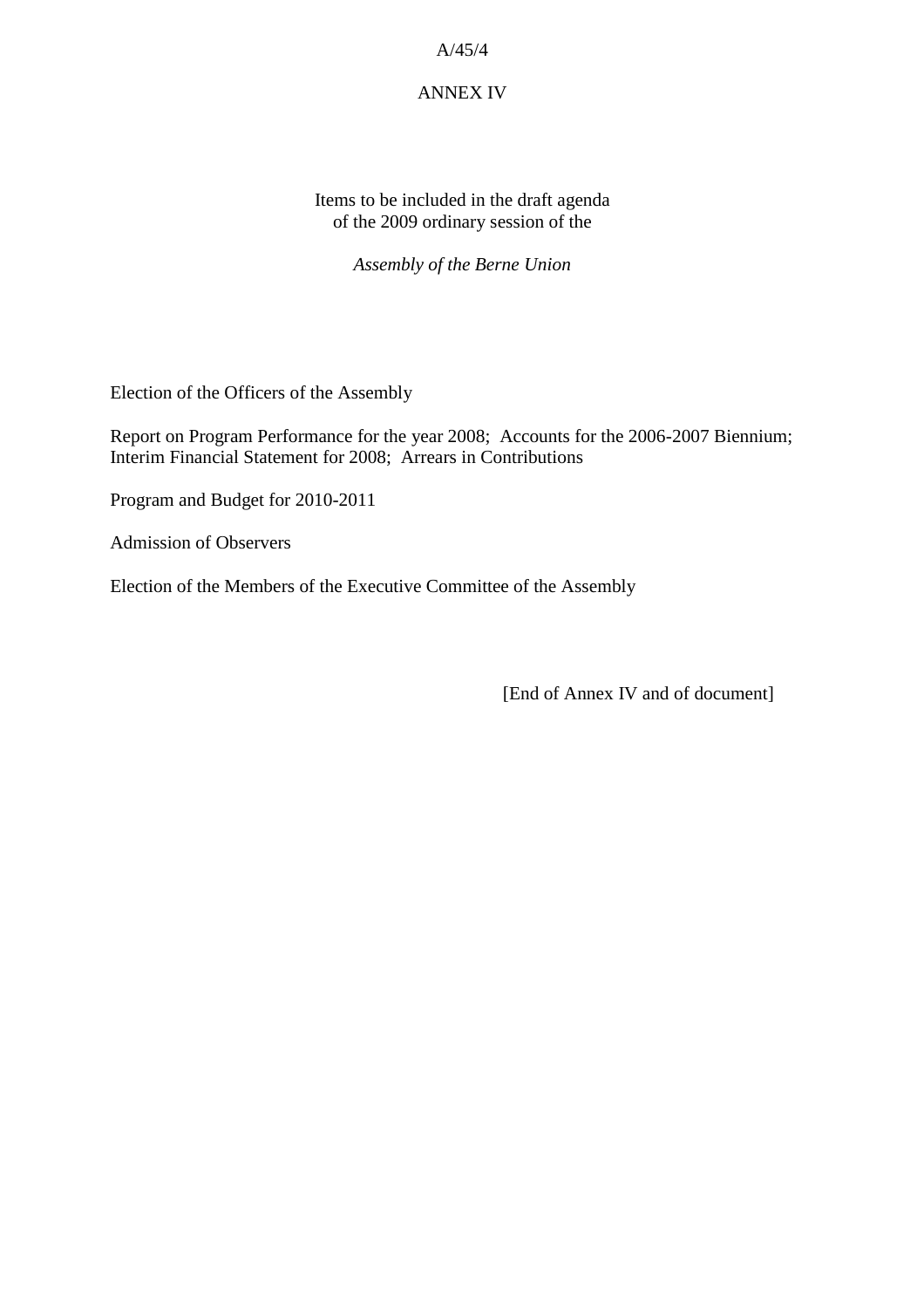ANNEX IV

Items to be included in the draft agenda
of the 2009 ordinary session of the

*Assembly of the Berne Union*

Election of the Officers of the Assembly

Report on Program Performance for the year 2008;  Accounts for the 2006-2007 Biennium;  Interim Financial Statement for 2008;  Arrears in Contributions

Program and Budget for 2010-2011

Admission of Observers

Election of the Members of the Executive Committee of the Assembly

[End of Annex IV and of document]